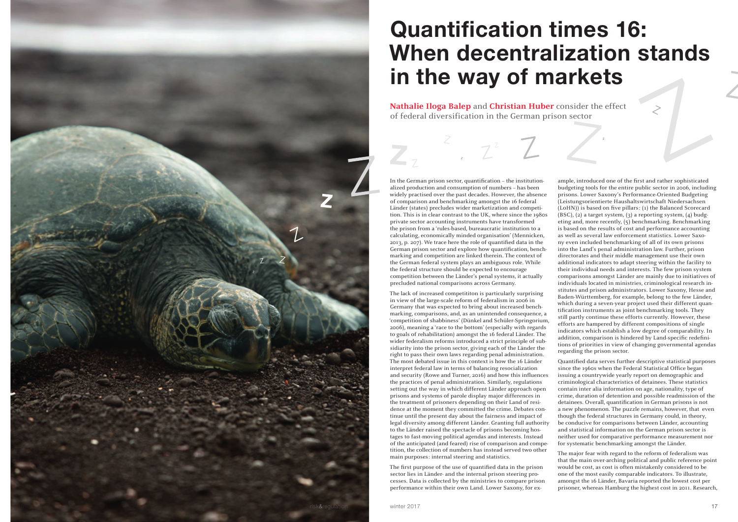# Quantification times 16: When decentralization stands in the way of markets

**Nathalie Iloga Balep** and **Christian Huber** consider the effect of federal diversification in the German prison sector

In the German prison sector, quantification – the institutionalized production and consumption of numbers – has been widely practised over the past decades. However, the absence of comparison and benchmarking amongst the 16 federal Länder (states) precludes wider marketization and competition. This is in clear contrast to the UK, where since the 1980s private sector accounting instruments have transformed the prison from a 'rules-based, bureaucratic institution to a calculating, economically minded organisation' (Mennicken, 2013, p. 207). We trace here the role of quantified data in the German prison sector and explore how quantification, benchmarking and competition are linked therein. The context of the German federal system plays an ambiguous role. While the federal structure should be expected to encourage competition between the Länder's penal systems, it actually precluded national comparisons across Germany.

The lack of increased competititon is particularly surprising in view of the large-scale reform of federalism in 2006 in Germany that was expected to bring about increased benchmarking, comparisons, and, as an unintended consequence, a 'competition of shabbiness' (Dünkel and Schüler-Springorium, 2006), meaning a 'race to the bottom' (especially with regards to goals of rehabilitation) amongst the 16 federal Länder. The wider federalism reforms introduced a strict principle of subsidiarity into the prison sector, giving each of the Länder the right to pass their own laws regarding penal administration. The most debated issue in this context is how the 16 Länder interpret federal law in terms of balancing resocialization and security (Rowe and Turner, 2016) and how this influences the practices of penal administration. Similarly, regulations setting out the way in which different Länder approach open prisons and systems of parole display major differences in the treatment of prisoners depending on their Land of residence at the moment they committed the crime. Debates continue until the present day about the fairness and impact of legal diversity among different Länder. Granting full authority to the Länder raised the spectacle of prisons becoming hostages to fast-moving political agendas and interests. Instead of the anticipated (and feared) rise of comparison and competition, the collection of numbers has instead served two other main purposes: internal steering and statistics.

The first purpose of the use of quantified data in the prison sector lies in Länder- and the internal prison steering processes. Data is collected by the ministries to compare prison performance within their own Land. Lower Saxony, for example, introduced one of the first and rather sophisticated budgeting tools for the entire public sector in 2006, including prisons. Lower Saxony's Performance-Oriented Budgeting (Leistungsorientierte Haushaltswirtschaft Niedersachsen (LoHN)) is based on five pillars: (1) the Balanced Scorecard (BSC), (2) a target system, (3) a reporting system, (4) budgeting and, more recently, (5) benchmarking. Benchmarking is based on the results of cost and performance accounting as well as several law enforcement statistics. Lower Saxony even included benchmarking of all of its own prisons into the Land's penal administration law. Further, prison directorates and their middle management use their own additional indicators to adapt steering within the facility to their individual needs and interests. The few prison system comparisons amongst Länder are mainly due to initiatives of individuals located in ministries, criminological research institutes and prison administrators. Lower Saxony, Hesse and Baden-Württemberg, for example, belong to the few Länder, which during a seven-year project used their different quantification instruments as joint benchmarking tools. They still partly continue these efforts currently. However, these efforts are hampered by different compositions of single indicators which establish a low degree of comparability. In addition, comparison is hindered by Land-specific redefinitions of priorities in view of changing governmental agendas regarding the prison sector.

Quantified data serves further descriptive statistical purposes since the 1960s when the Federal Statistical Office began issuing a countrywide yearly report on demographic and criminological characteristics of detainees. These statistics contain inter alia information on age, nationality, type of crime, duration of detention and possible readmission of the detainees. Overall, quantification in German prisons is not a new phenomenon. The puzzle remains, however, that even though the federal structures in Germany could, in theory, be conducive for comparisons between Länder, accounting and statistical information on the German prison sector is neither used for comparative performance measurement nor for systematic benchmarking amongst the Länder.

The major fear with regard to the reform of federalism was that the main over-arching political and public reference point would be cost, as cost is often mistakenly considered to be one of the most easily comparable indicators. To illustrate, amongst the 16 Länder, Bavaria reported the lowest cost per prisoner, whereas Hamburg the highest cost in 2011. Research,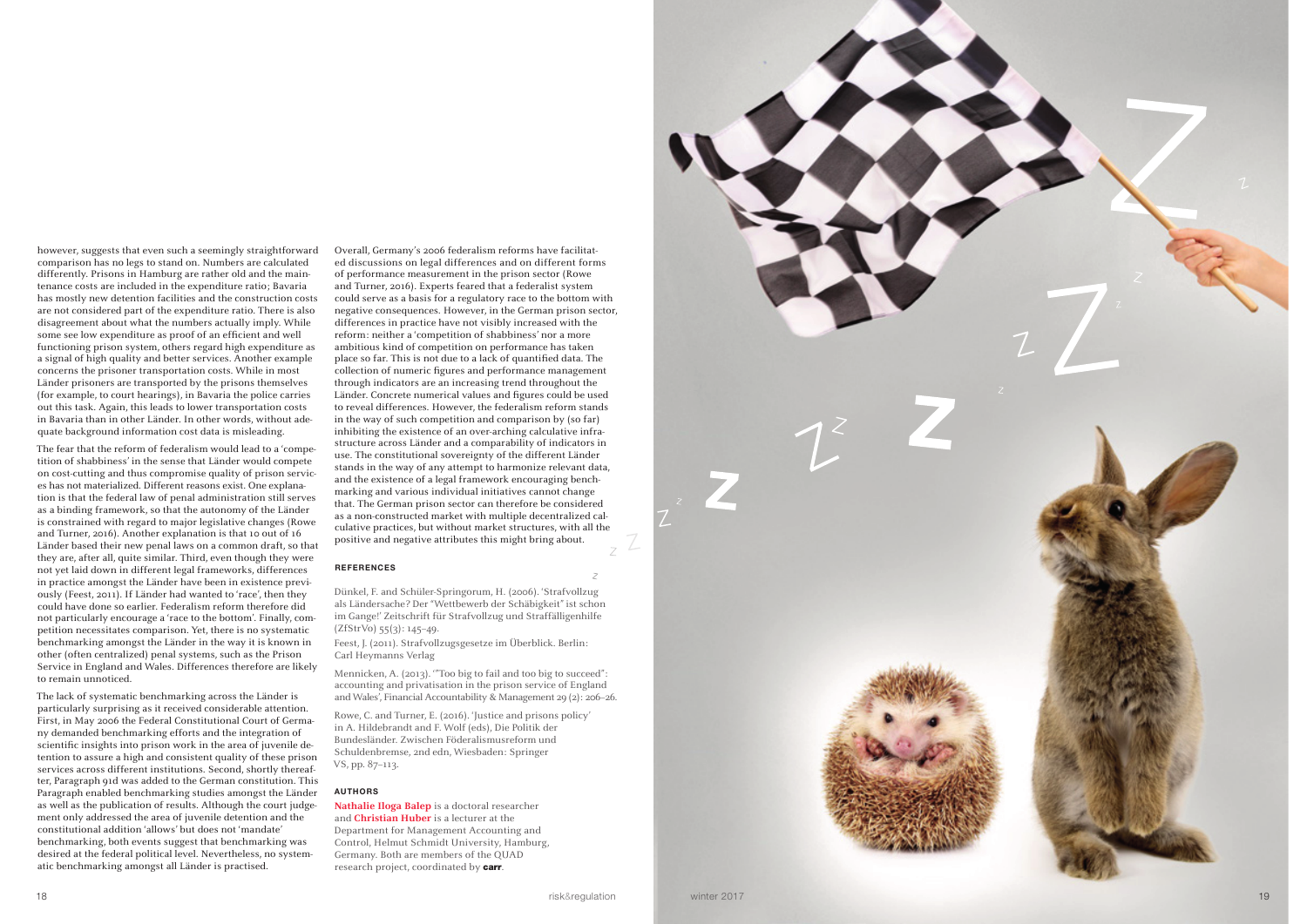however, suggests that even such a seemingly straightforward comparison has no legs to stand on. Numbers are calculated differently. Prisons in Hamburg are rather old and the maintenance costs are included in the expenditure ratio; Bavaria has mostly new detention facilities and the construction costs are not considered part of the expenditure ratio. There is also disagreement about what the numbers actually imply. While some see low expenditure as proof of an efficient and well functioning prison system, others regard high expenditure as a signal of high quality and better services. Another example concerns the prisoner transportation costs. While in most Länder prisoners are transported by the prisons themselves (for example, to court hearings), in Bavaria the police carries out this task. Again, this leads to lower transportation costs in Bavaria than in other Länder. In other words, without adequate background information cost data is misleading.

The fear that the reform of federalism would lead to a 'competition of shabbiness' in the sense that Länder would compete on cost-cutting and thus compromise quality of prison services has not materialized. Different reasons exist. One explanation is that the federal law of penal administration still serves as a binding framework, so that the autonomy of the Länder is constrained with regard to major legislative changes (Rowe and Turner, 2016). Another explanation is that 10 out of 16 Länder based their new penal laws on a common draft, so that they are, after all, quite similar. Third, even though they were not yet laid down in different legal frameworks, differences in practice amongst the Länder have been in existence previously (Feest, 2011). If Länder had wanted to 'race', then they could have done so earlier. Federalism reform therefore did not particularly encourage a 'race to the bottom'. Finally, competition necessitates comparison. Yet, there is no systematic benchmarking amongst the Länder in the way it is known in other (often centralized) penal systems, such as the Prison Service in England and Wales. Differences therefore are likely to remain unnoticed.

The lack of systematic benchmarking across the Länder is particularly surprising as it received considerable attention. First, in May 2006 the Federal Constitutional Court of Germany demanded benchmarking efforts and the integration of scientific insights into prison work in the area of juvenile detention to assure a high and consistent quality of these prison services across different institutions. Second, shortly thereafter, Paragraph 91d was added to the German constitution. This Paragraph enabled benchmarking studies amongst the Länder as well as the publication of results. Although the court judgement only addressed the area of juvenile detention and the constitutional addition 'allows' but does not 'mandate' benchmarking, both events suggest that benchmarking was desired at the federal political level. Nevertheless, no systematic benchmarking amongst all Länder is practised.

Overall, Germany's 2006 federalism reforms have facilitated discussions on legal differences and on different forms of performance measurement in the prison sector (Rowe and Turner, 2016). Experts feared that a federalist system could serve as a basis for a regulatory race to the bottom with negative consequences. However, in the German prison sector, differences in practice have not visibly increased with the reform: neither a 'competition of shabbiness' nor a more ambitious kind of competition on performance has taken place so far. This is not due to a lack of quantified data. The collection of numeric figures and performance management through indicators are an increasing trend throughout the Länder. Concrete numerical values and figures could be used to reveal differences. However, the federalism reform stands in the way of such competition and comparison by (so far) inhibiting the existence of an over-arching calculative infrastructure across Länder and a comparability of indicators in use. The constitutional sovereignty of the different Länder stands in the way of any attempt to harmonize relevant data, and the existence of a legal framework encouraging benchmarking and various individual initiatives cannot change that. The German prison sector can therefore be considered as a non-constructed market with multiple decentralized calculative practices, but without market structures, with all the positive and negative attributes this might bring about.

### REFERENCES

Dünkel, F. and Schüler-Springorum, H. (2006). 'Strafvollzug als Ländersache? Der "Wettbewerb der Schäbigkeit" ist schon im Gange!' Zeitschrift für Strafvollzug und Straffälligenhilfe (ZfStrVo) 55(3): 145–49.

Feest, J. (2011). Strafvollzugsgesetze im Überblick. Berlin: Carl Heymanns Verlag

Mennicken, A. (2013). '"Too big to fail and too big to succeed": accounting and privatisation in the prison service of England and Wales', Financial Accountability & Management 29 (2): 206–26.

Rowe, C. and Turner, E. (2016). 'Justice and prisons policy' in A. Hildebrandt and F. Wolf (eds), Die Politik der Bundesländer. Zwischen Föderalismusreform und Schuldenbremse, 2nd edn, Wiesbaden: Springer VS, pp. 87–113.

### AUTHORS

**Nathalie Iloga Balep** is a doctoral researcher and **Christian Huber** is a lecturer at the Department for Management Accounting and Control, Helmut Schmidt University, Hamburg, Germany. Both are members of the QUAD research project, coordinated by **carr**.